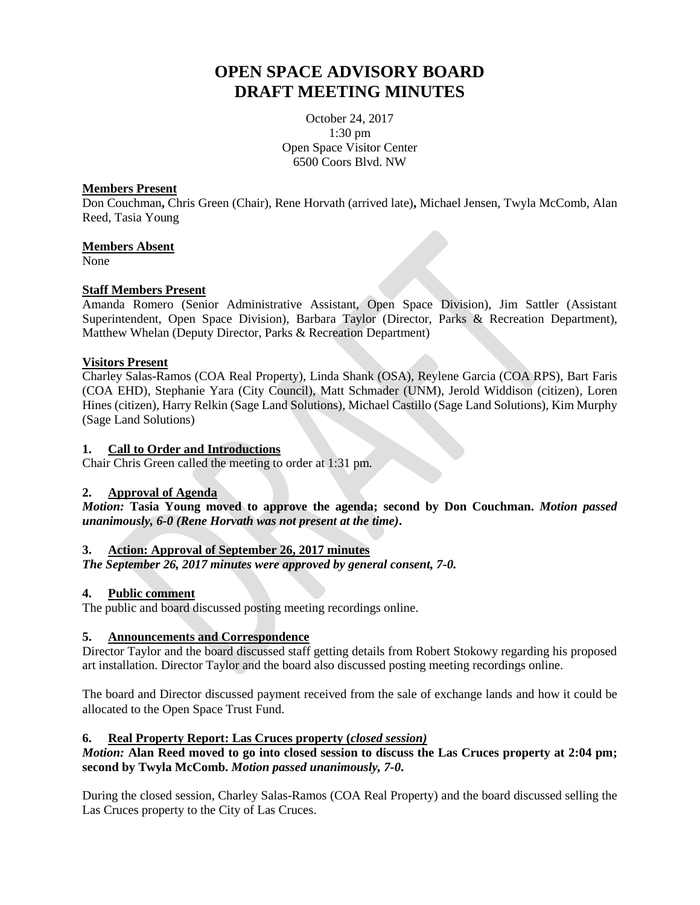# OPEN SPACE ADVISORY BOARD
# DRAFT MEETING MINUTES

October 24, 2017
1:30 pm
Open Space Visitor Center
6500 Coors Blvd. NW

**Members Present**
Don Couchman**,** Chris Green (Chair), Rene Horvath (arrived late)**,** Michael Jensen, Twyla McComb, Alan Reed, Tasia Young

**Members Absent**
None

**Staff Members Present**
Amanda Romero (Senior Administrative Assistant, Open Space Division), Jim Sattler (Assistant Superintendent, Open Space Division), Barbara Taylor (Director, Parks & Recreation Department), Matthew Whelan (Deputy Director, Parks & Recreation Department)

**Visitors Present**
Charley Salas-Ramos (COA Real Property), Linda Shank (OSA), Reylene Garcia (COA RPS), Bart Faris (COA EHD), Stephanie Yara (City Council), Matt Schmader (UNM), Jerold Widdison (citizen), Loren Hines (citizen), Harry Relkin (Sage Land Solutions), Michael Castillo (Sage Land Solutions), Kim Murphy (Sage Land Solutions)

**1. Call to Order and Introductions**
Chair Chris Green called the meeting to order at 1:31 pm.

**2. Approval of Agenda**
***Motion:*** **Tasia Young moved to approve the agenda; second by Don Couchman.** ***Motion passed unanimously, 6-0 (Rene Horvath was not present at the time)*****.**

**3. Action: Approval of September 26, 2017 minutes**
***The September 26, 2017 minutes were approved by general consent, 7-0.***

**4. Public comment**
The public and board discussed posting meeting recordings online.

**5. Announcements and Correspondence**
Director Taylor and the board discussed staff getting details from Robert Stokowy regarding his proposed art installation. Director Taylor and the board also discussed posting meeting recordings online.

The board and Director discussed payment received from the sale of exchange lands and how it could be allocated to the Open Space Trust Fund.

**6. Real Property Report: Las Cruces property (*closed session)***
***Motion:*** **Alan Reed moved to go into closed session to discuss the Las Cruces property at 2:04 pm; second by Twyla McComb.** ***Motion passed unanimously, 7-0*****.**

During the closed session, Charley Salas-Ramos (COA Real Property) and the board discussed selling the Las Cruces property to the City of Las Cruces.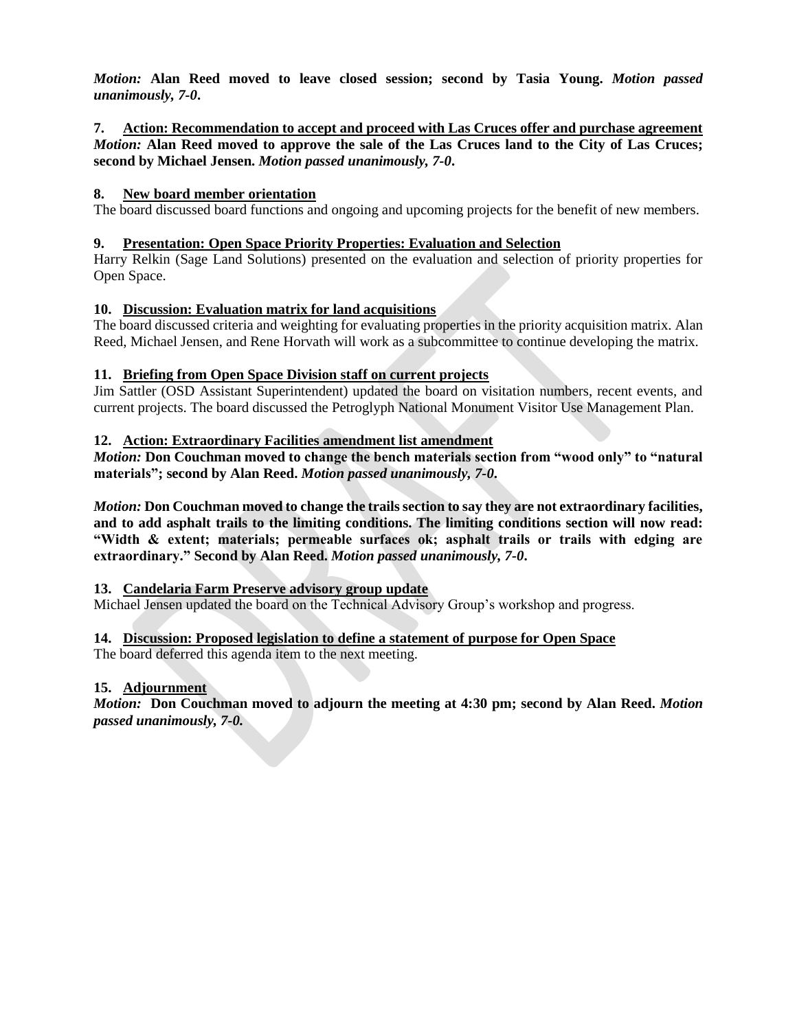***Motion:*** **Alan Reed moved to leave closed session; second by Tasia Young.** ***Motion passed unanimously, 7-0*****.**

**7. Action: Recommendation to accept and proceed with Las Cruces offer and purchase agreement**
***Motion:*** **Alan Reed moved to approve the sale of the Las Cruces land to the City of Las Cruces; second by Michael Jensen.** ***Motion passed unanimously, 7-0*****.**

**8. New board member orientation**

The board discussed board functions and ongoing and upcoming projects for the benefit of new members.

**9. Presentation: Open Space Priority Properties: Evaluation and Selection**

Harry Relkin (Sage Land Solutions) presented on the evaluation and selection of priority properties for Open Space.

**10. Discussion: Evaluation matrix for land acquisitions**

The board discussed criteria and weighting for evaluating properties in the priority acquisition matrix. Alan Reed, Michael Jensen, and Rene Horvath will work as a subcommittee to continue developing the matrix.

**11. Briefing from Open Space Division staff on current projects**

Jim Sattler (OSD Assistant Superintendent) updated the board on visitation numbers, recent events, and current projects. The board discussed the Petroglyph National Monument Visitor Use Management Plan.

**12. Action: Extraordinary Facilities amendment list amendment**

***Motion:*** **Don Couchman moved to change the bench materials section from "wood only" to "natural materials"; second by Alan Reed.** ***Motion passed unanimously, 7-0*****.**

***Motion:*** **Don Couchman moved to change the trails section to say they are not extraordinary facilities, and to add asphalt trails to the limiting conditions. The limiting conditions section will now read: "Width & extent; materials; permeable surfaces ok; asphalt trails or trails with edging are extraordinary." Second by Alan Reed.** ***Motion passed unanimously, 7-0*****.**

**13. Candelaria Farm Preserve advisory group update**

Michael Jensen updated the board on the Technical Advisory Group's workshop and progress.

**14. Discussion: Proposed legislation to define a statement of purpose for Open Space**

The board deferred this agenda item to the next meeting.

**15. Adjournment**

***Motion:*** **Don Couchman moved to adjourn the meeting at 4:30 pm; second by Alan Reed.** ***Motion passed unanimously, 7-0.***